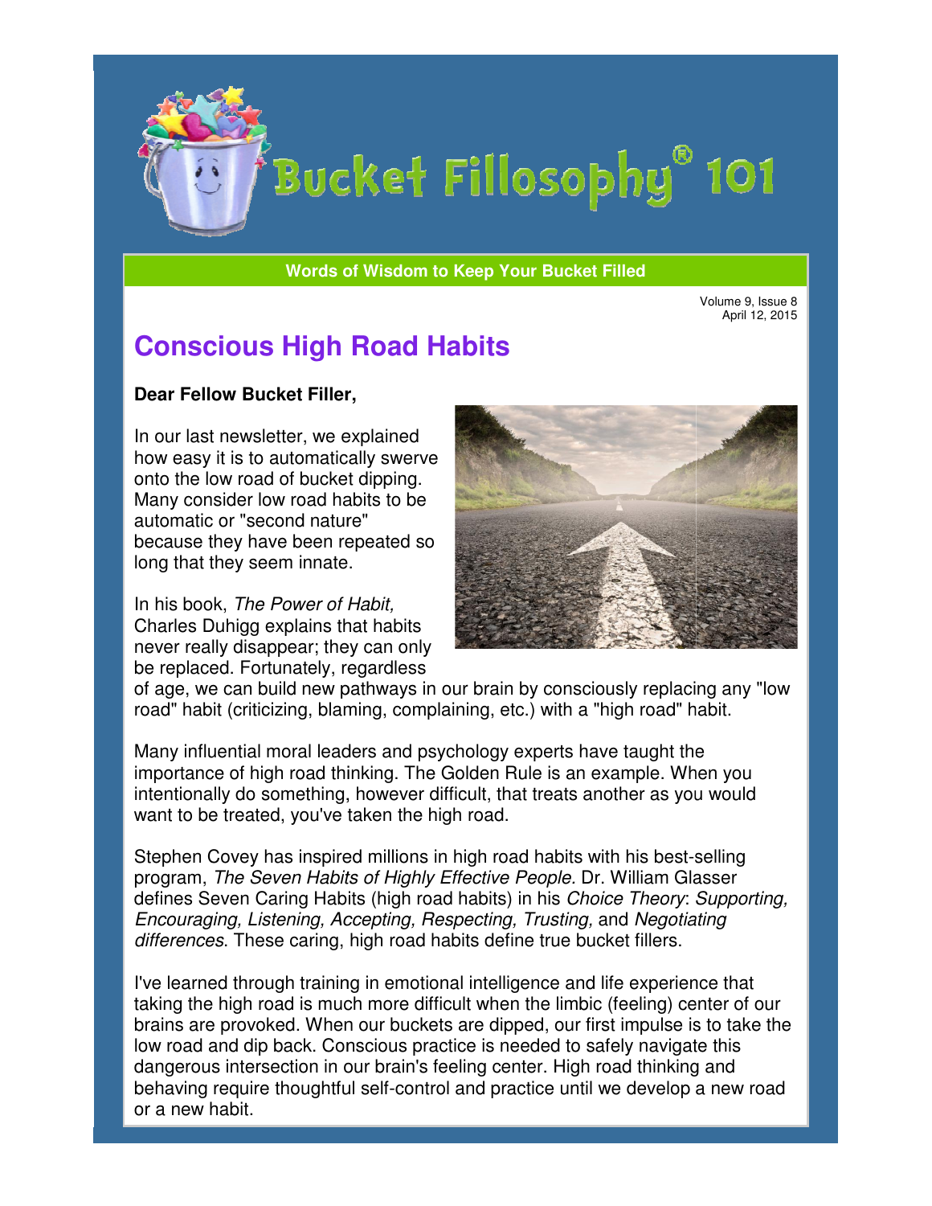# Bucket Fillosophy® 101

**Words of Wisdom to Keep Your Bucket Filled**

Volume 9, Issue 8
April 12, 2015

## Conscious High Road Habits

**Dear Fellow Bucket Filler,**

In our last newsletter, we explained how easy it is to automatically swerve onto the low road of bucket dipping. Many consider low road habits to be automatic or "second nature" because they have been repeated so long that they seem innate.

In his book, *The Power of Habit,* Charles Duhigg explains that habits never really disappear; they can only be replaced. Fortunately, regardless of age, we can build new pathways in our brain by consciously replacing any "low road" habit (criticizing, blaming, complaining, etc.) with a "high road" habit.

Many influential moral leaders and psychology experts have taught the importance of high road thinking. The Golden Rule is an example. When you intentionally do something, however difficult, that treats another as you would want to be treated, you've taken the high road.

Stephen Covey has inspired millions in high road habits with his best-selling program, *The Seven Habits of Highly Effective People.* Dr. William Glasser defines Seven Caring Habits (high road habits) in his *Choice Theory*: *Supporting, Encouraging, Listening, Accepting, Respecting, Trusting,* and *Negotiating differences*. These caring, high road habits define true bucket fillers.

I've learned through training in emotional intelligence and life experience that taking the high road is much more difficult when the limbic (feeling) center of our brains are provoked. When our buckets are dipped, our first impulse is to take the low road and dip back. Conscious practice is needed to safely navigate this dangerous intersection in our brain's feeling center. High road thinking and behaving require thoughtful self-control and practice until we develop a new road or a new habit.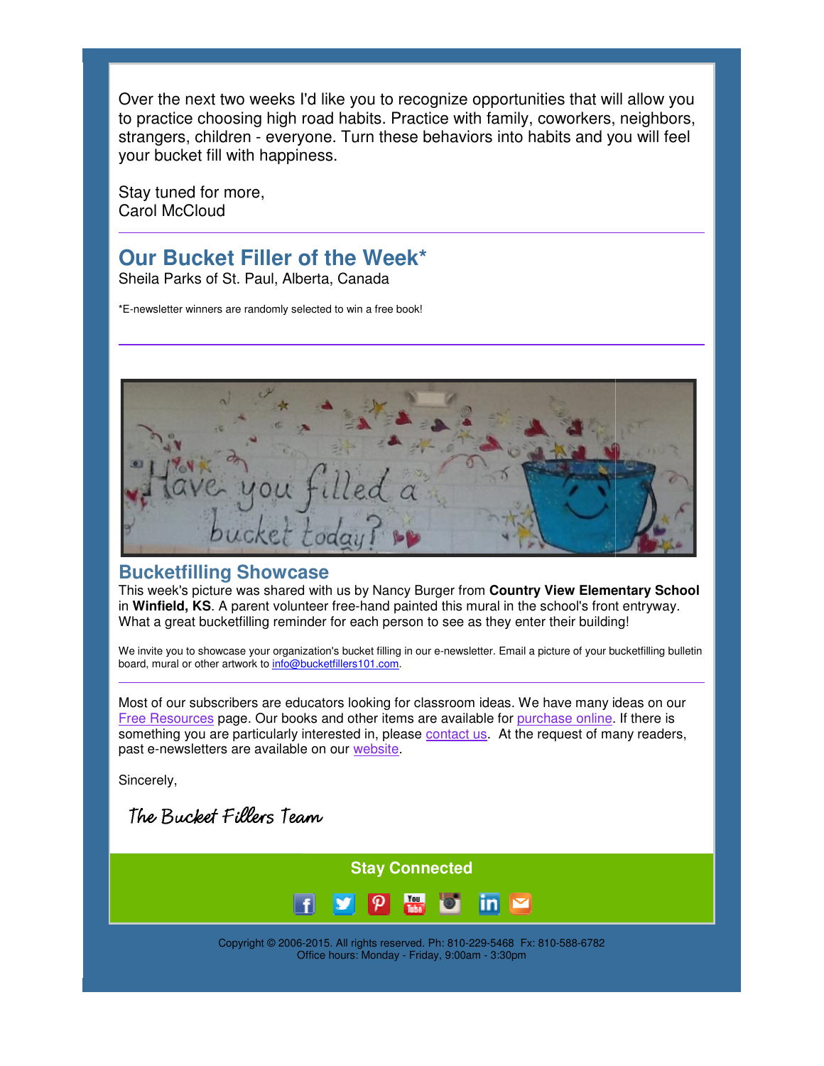Over the next two weeks I'd like you to recognize opportunities that will allow you to practice choosing high road habits. Practice with family, coworkers, neighbors, strangers, children - everyone. Turn these behaviors into habits and you will feel your bucket fill with happiness.

Stay tuned for more,
Carol McCloud

---

## Our Bucket Filler of the Week*

Sheila Parks of St. Paul, Alberta, Canada

*E-newsletter winners are randomly selected to win a free book!

---

## Bucketfilling Showcase

This week's picture was shared with us by Nancy Burger from **Country View Elementary School** in **Winfield, KS**. A parent volunteer free-hand painted this mural in the school's front entryway. What a great bucketfilling reminder for each person to see as they enter their building!

We invite you to showcase your organization's bucket filling in our e-newsletter. Email a picture of your bucketfilling bulletin board, mural or other artwork to info@bucketfillers101.com.

---

Most of our subscribers are educators looking for classroom ideas. We have many ideas on our Free Resources page. Our books and other items are available for purchase online. If there is something you are particularly interested in, please contact us. At the request of many readers, past e-newsletters are available on our website.

Sincerely,

The Bucket Fillers Team

**Stay Connected**

Copyright © 2006-2015. All rights reserved. Ph: 810-229-5468 Fx: 810-588-6782
Office hours: Monday - Friday, 9:00am - 3:30pm